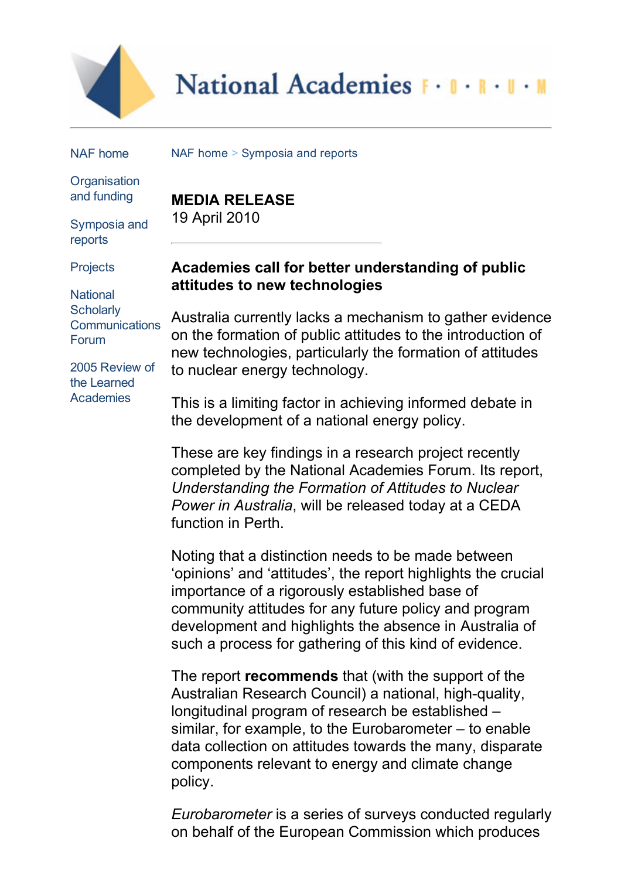National Academies F · O · R · U · M

NAF home

Organisation and funding

Symposia and reports

Projects

National Scholarly Communications Forum

2005 Review of the Learned Academies

NAF home > Symposia and reports

**MEDIA RELEASE**
19 April 2010

### Academies call for better understanding of public attitudes to new technologies

Australia currently lacks a mechanism to gather evidence on the formation of public attitudes to the introduction of new technologies, particularly the formation of attitudes to nuclear energy technology.

This is a limiting factor in achieving informed debate in the development of a national energy policy.

These are key findings in a research project recently completed by the National Academies Forum. Its report, *Understanding the Formation of Attitudes to Nuclear Power in Australia*, will be released today at a CEDA function in Perth.

Noting that a distinction needs to be made between 'opinions' and 'attitudes', the report highlights the crucial importance of a rigorously established base of community attitudes for any future policy and program development and highlights the absence in Australia of such a process for gathering of this kind of evidence.

The report **recommends** that (with the support of the Australian Research Council) a national, high-quality, longitudinal program of research be established – similar, for example, to the Eurobarometer – to enable data collection on attitudes towards the many, disparate components relevant to energy and climate change policy.

*Eurobarometer* is a series of surveys conducted regularly on behalf of the European Commission which produces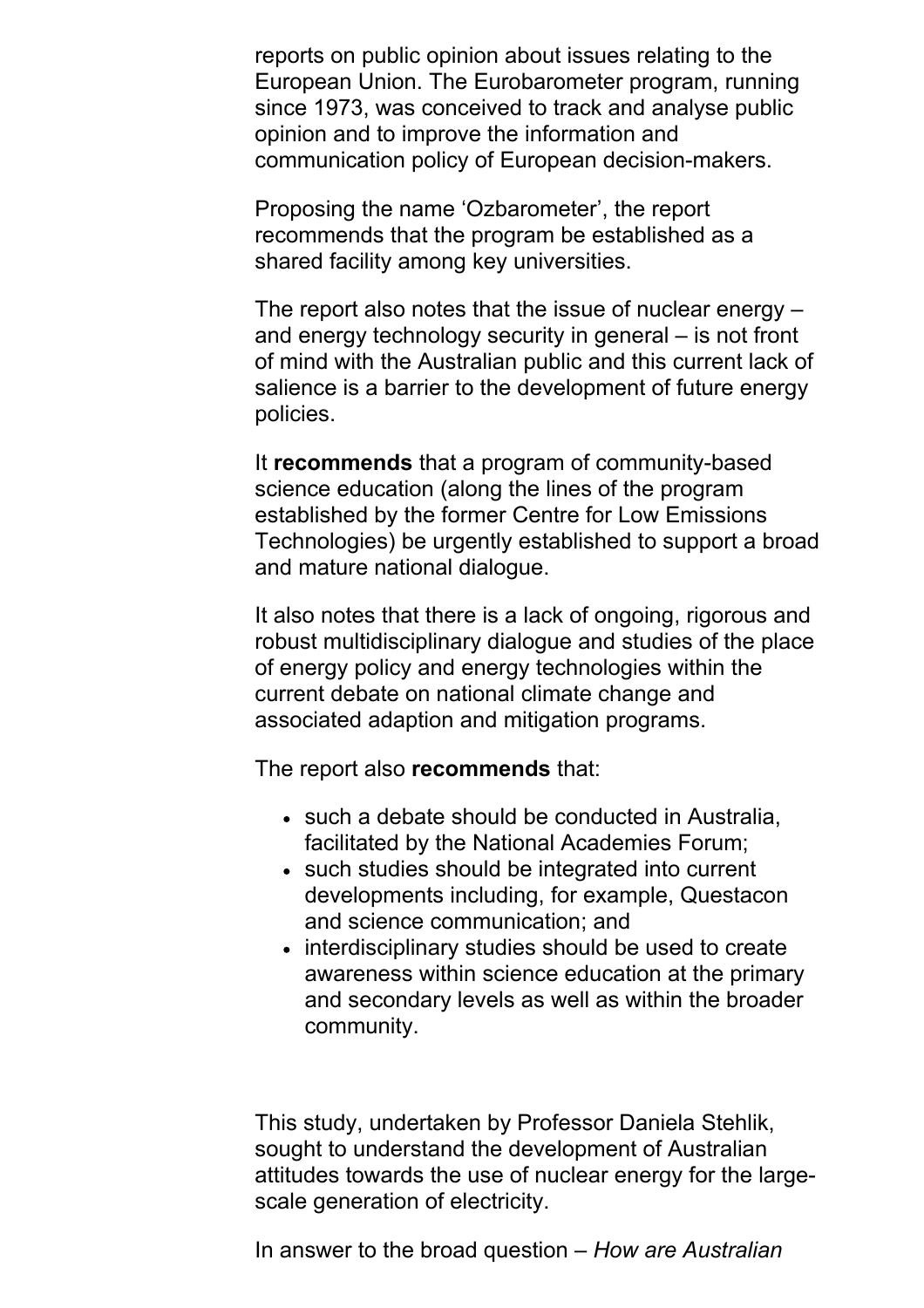reports on public opinion about issues relating to the European Union. The Eurobarometer program, running since 1973, was conceived to track and analyse public opinion and to improve the information and communication policy of European decision-makers.

Proposing the name 'Ozbarometer', the report recommends that the program be established as a shared facility among key universities.

The report also notes that the issue of nuclear energy – and energy technology security in general – is not front of mind with the Australian public and this current lack of salience is a barrier to the development of future energy policies.

It **recommends** that a program of community-based science education (along the lines of the program established by the former Centre for Low Emissions Technologies) be urgently established to support a broad and mature national dialogue.

It also notes that there is a lack of ongoing, rigorous and robust multidisciplinary dialogue and studies of the place of energy policy and energy technologies within the current debate on national climate change and associated adaption and mitigation programs.

The report also **recommends** that:

- such a debate should be conducted in Australia, facilitated by the National Academies Forum;
- such studies should be integrated into current developments including, for example, Questacon and science communication; and
- interdisciplinary studies should be used to create awareness within science education at the primary and secondary levels as well as within the broader community.

This study, undertaken by Professor Daniela Stehlik, sought to understand the development of Australian attitudes towards the use of nuclear energy for the large-scale generation of electricity.

In answer to the broad question – *How are Australian*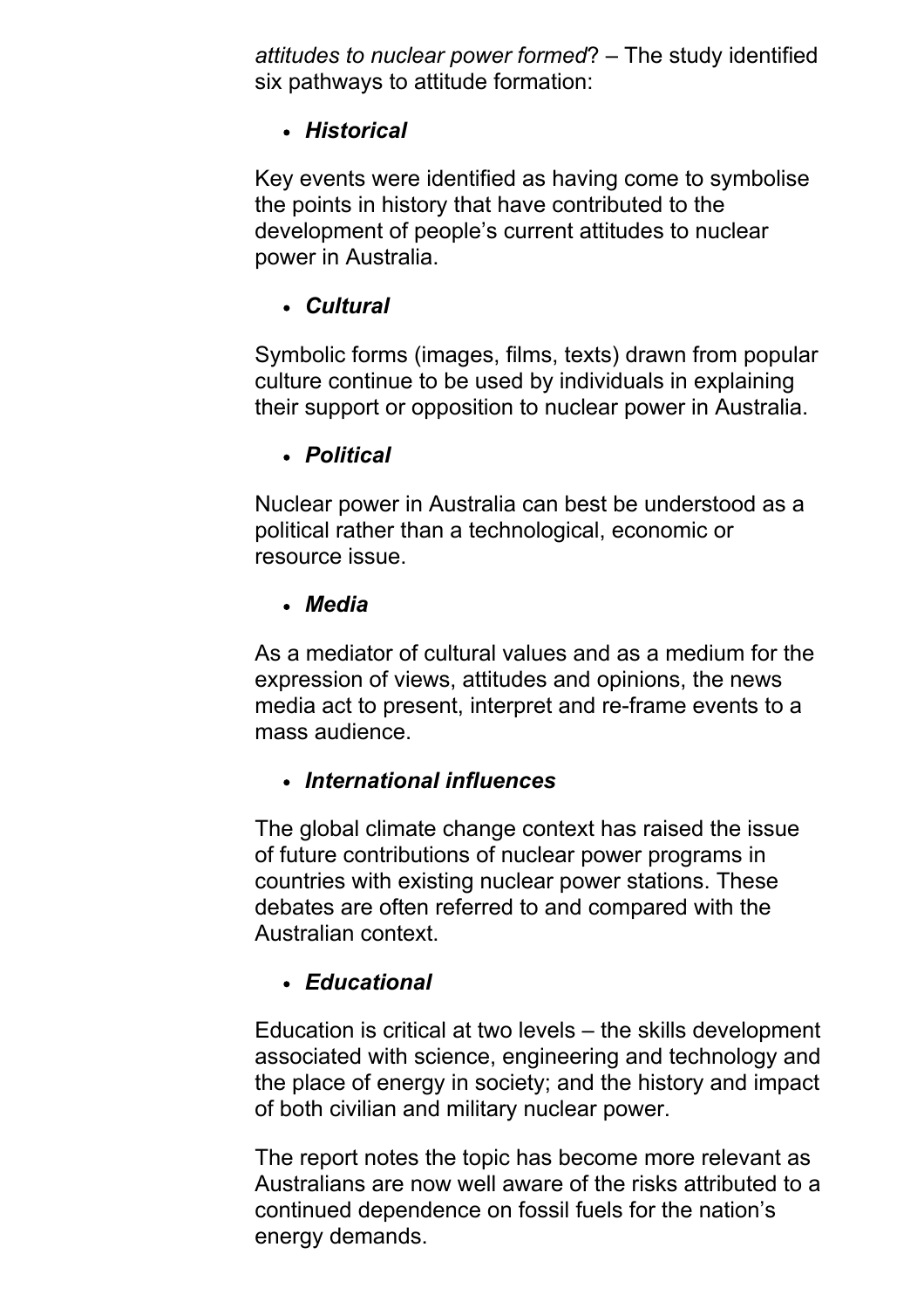*attitudes to nuclear power formed*? – The study identified six pathways to attitude formation:

- ***Historical***

Key events were identified as having come to symbolise the points in history that have contributed to the development of people's current attitudes to nuclear power in Australia.

- ***Cultural***

Symbolic forms (images, films, texts) drawn from popular culture continue to be used by individuals in explaining their support or opposition to nuclear power in Australia.

- ***Political***

Nuclear power in Australia can best be understood as a political rather than a technological, economic or resource issue.

- ***Media***

As a mediator of cultural values and as a medium for the expression of views, attitudes and opinions, the news media act to present, interpret and re-frame events to a mass audience.

- ***International influences***

The global climate change context has raised the issue of future contributions of nuclear power programs in countries with existing nuclear power stations. These debates are often referred to and compared with the Australian context.

- ***Educational***

Education is critical at two levels – the skills development associated with science, engineering and technology and the place of energy in society; and the history and impact of both civilian and military nuclear power.

The report notes the topic has become more relevant as Australians are now well aware of the risks attributed to a continued dependence on fossil fuels for the nation's energy demands.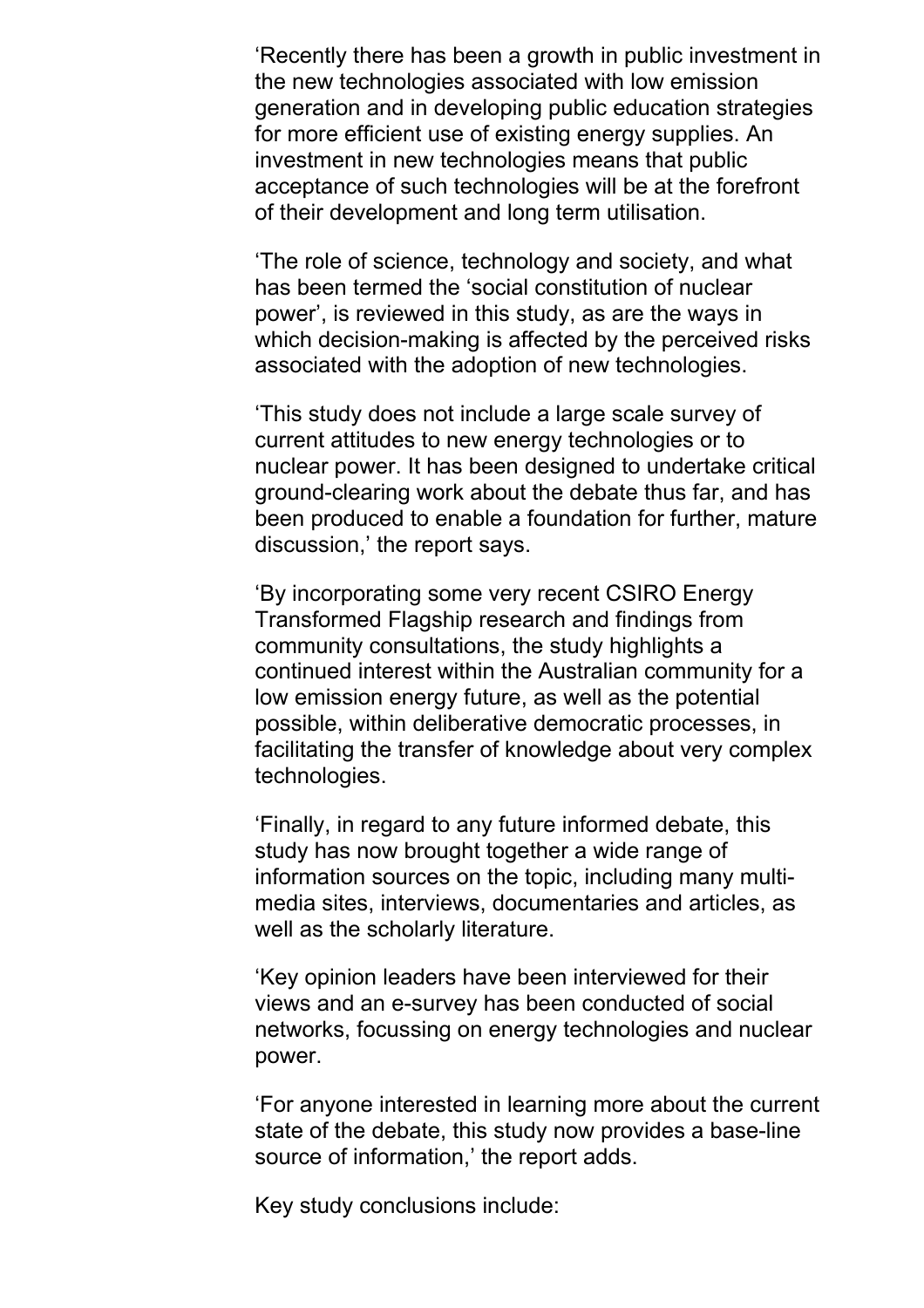'Recently there has been a growth in public investment in the new technologies associated with low emission generation and in developing public education strategies for more efficient use of existing energy supplies. An investment in new technologies means that public acceptance of such technologies will be at the forefront of their development and long term utilisation.

'The role of science, technology and society, and what has been termed the 'social constitution of nuclear power', is reviewed in this study, as are the ways in which decision-making is affected by the perceived risks associated with the adoption of new technologies.

'This study does not include a large scale survey of current attitudes to new energy technologies or to nuclear power. It has been designed to undertake critical ground-clearing work about the debate thus far, and has been produced to enable a foundation for further, mature discussion,' the report says.

'By incorporating some very recent CSIRO Energy Transformed Flagship research and findings from community consultations, the study highlights a continued interest within the Australian community for a low emission energy future, as well as the potential possible, within deliberative democratic processes, in facilitating the transfer of knowledge about very complex technologies.

'Finally, in regard to any future informed debate, this study has now brought together a wide range of information sources on the topic, including many multi-media sites, interviews, documentaries and articles, as well as the scholarly literature.

'Key opinion leaders have been interviewed for their views and an e-survey has been conducted of social networks, focussing on energy technologies and nuclear power.

'For anyone interested in learning more about the current state of the debate, this study now provides a base-line source of information,' the report adds.

Key study conclusions include: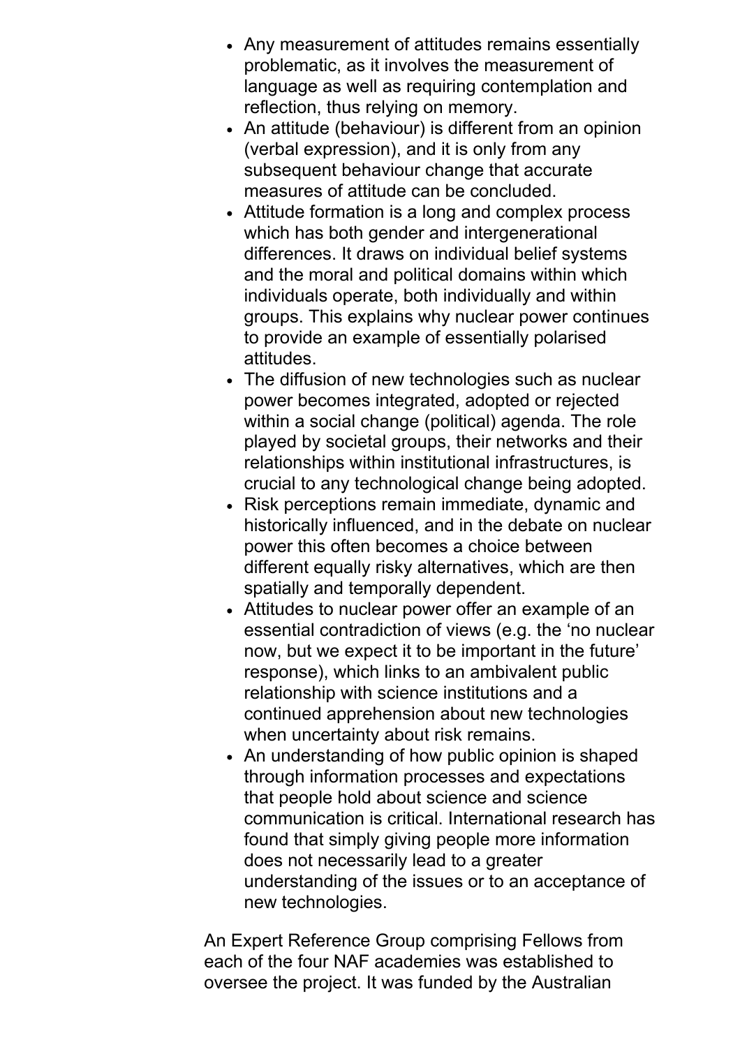- Any measurement of attitudes remains essentially problematic, as it involves the measurement of language as well as requiring contemplation and reflection, thus relying on memory.
- An attitude (behaviour) is different from an opinion (verbal expression), and it is only from any subsequent behaviour change that accurate measures of attitude can be concluded.
- Attitude formation is a long and complex process which has both gender and intergenerational differences. It draws on individual belief systems and the moral and political domains within which individuals operate, both individually and within groups. This explains why nuclear power continues to provide an example of essentially polarised attitudes.
- The diffusion of new technologies such as nuclear power becomes integrated, adopted or rejected within a social change (political) agenda. The role played by societal groups, their networks and their relationships within institutional infrastructures, is crucial to any technological change being adopted.
- Risk perceptions remain immediate, dynamic and historically influenced, and in the debate on nuclear power this often becomes a choice between different equally risky alternatives, which are then spatially and temporally dependent.
- Attitudes to nuclear power offer an example of an essential contradiction of views (e.g. the 'no nuclear now, but we expect it to be important in the future' response), which links to an ambivalent public relationship with science institutions and a continued apprehension about new technologies when uncertainty about risk remains.
- An understanding of how public opinion is shaped through information processes and expectations that people hold about science and science communication is critical. International research has found that simply giving people more information does not necessarily lead to a greater understanding of the issues or to an acceptance of new technologies.

An Expert Reference Group comprising Fellows from each of the four NAF academies was established to oversee the project. It was funded by the Australian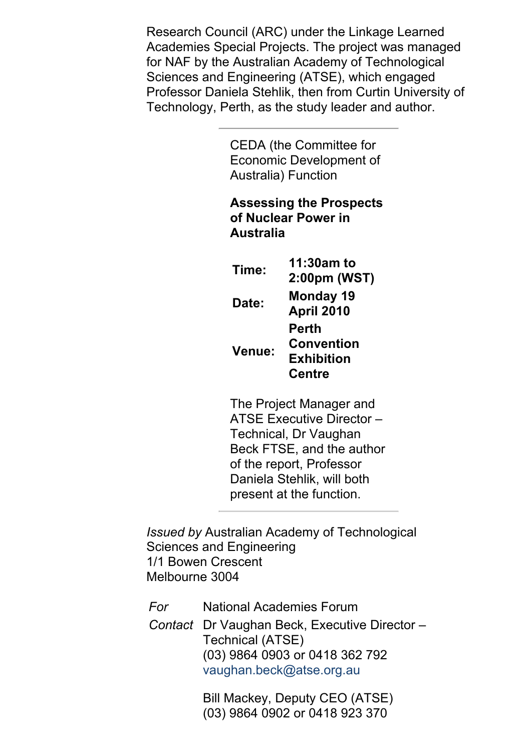Research Council (ARC) under the Linkage Learned Academies Special Projects. The project was managed for NAF by the Australian Academy of Technological Sciences and Engineering (ATSE), which engaged Professor Daniela Stehlik, then from Curtin University of Technology, Perth, as the study leader and author.

---

CEDA (the Committee for Economic Development of Australia) Function

**Assessing the Prospects of Nuclear Power in Australia**

| | |
|---|---|
| **Time:** | **11:30am to 2:00pm (WST)** |
| **Date:** | **Monday 19 April 2010** |
| **Venue:** | **Perth Convention Exhibition Centre** |

The Project Manager and ATSE Executive Director – Technical, Dr Vaughan Beck FTSE, and the author of the report, Professor Daniela Stehlik, will both present at the function.

---

*Issued by* Australian Academy of Technological Sciences and Engineering
1/1 Bowen Crescent
Melbourne 3004

| | |
|---|---|
| *For* | National Academies Forum |
| *Contact* | Dr Vaughan Beck, Executive Director – Technical (ATSE)<br>(03) 9864 0903 or 0418 362 792<br>vaughan.beck@atse.org.au |
| | Bill Mackey, Deputy CEO (ATSE)<br>(03) 9864 0902 or 0418 923 370 |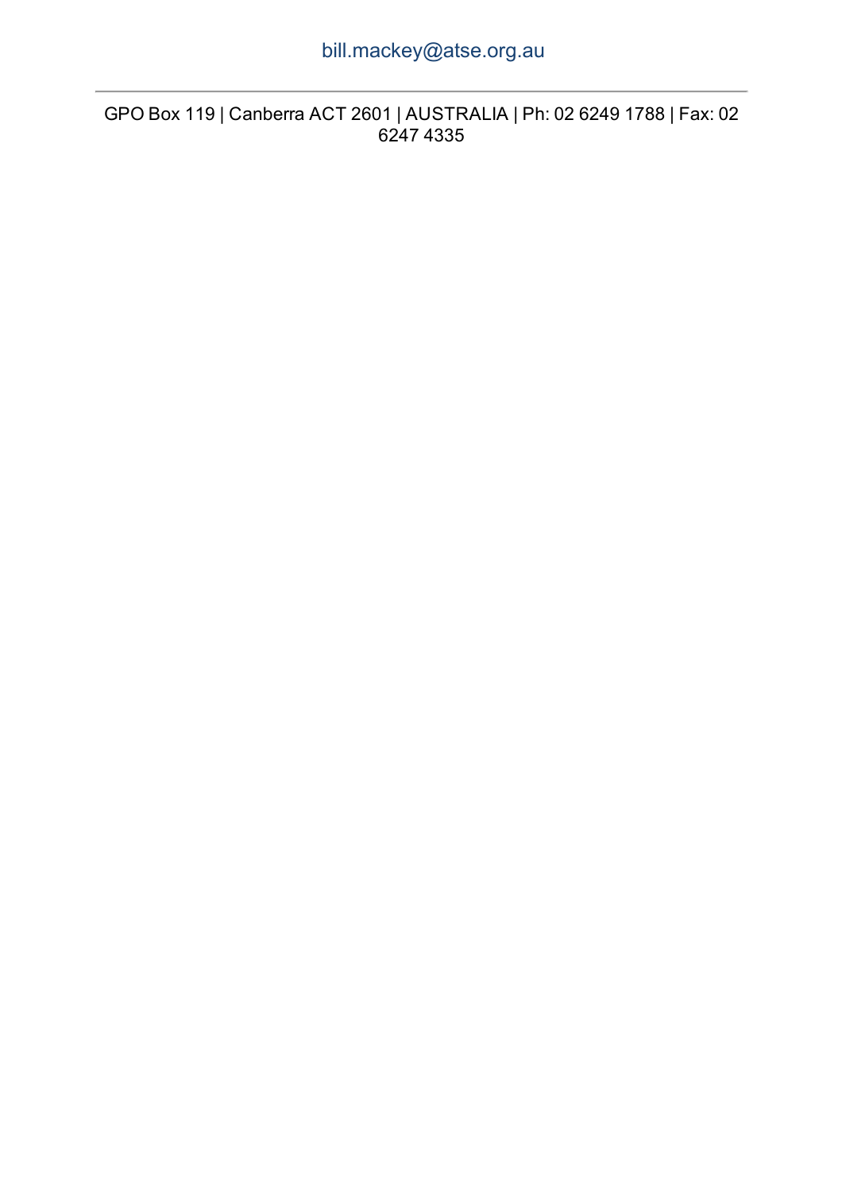bill.mackey@atse.org.au

---

GPO Box 119 | Canberra ACT 2601 | AUSTRALIA | Ph: 02 6249 1788 | Fax: 02 6247 4335